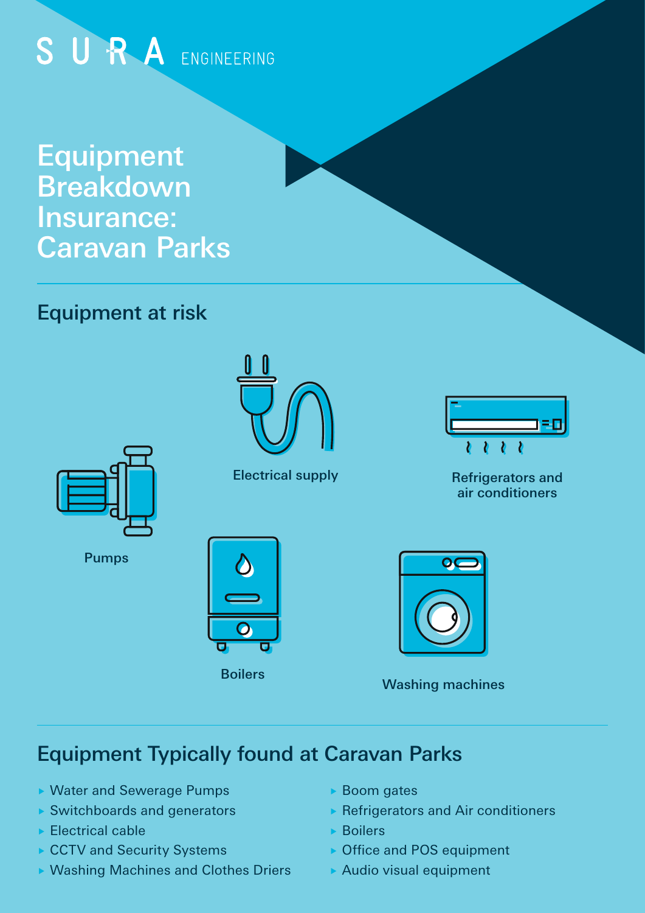SURA ENGINEERING

# Equipment Breakdown Insurance: Caravan Parks

## Equipment at risk

Electrical supply

Refrigerators and air conditioners

Pumps

Boilers

Washing machines

## Equipment Typically found at Caravan Parks

- Water and Sewerage Pumps
- Switchboards and generators
- Electrical cable
- CCTV and Security Systems
- Washing Machines and Clothes Driers
- Boom gates
- Refrigerators and Air conditioners
- Boilers
- Office and POS equipment
- Audio visual equipment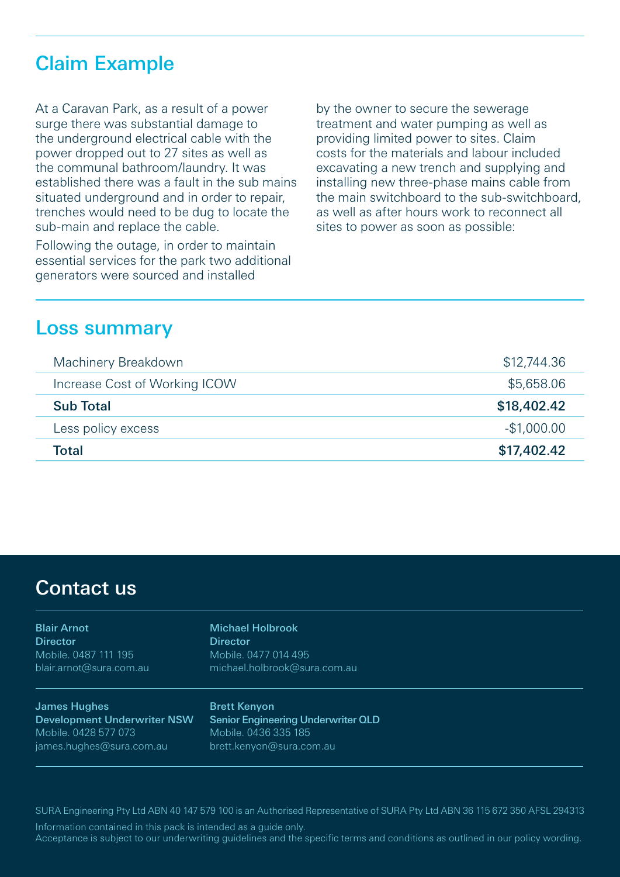## Claim Example

At a Caravan Park, as a result of a power surge there was substantial damage to the underground electrical cable with the power dropped out to 27 sites as well as the communal bathroom/laundry. It was established there was a fault in the sub mains situated underground and in order to repair, trenches would need to be dug to locate the sub-main and replace the cable.

Following the outage, in order to maintain essential services for the park two additional generators were sourced and installed by the owner to secure the sewerage treatment and water pumping as well as providing limited power to sites. Claim costs for the materials and labour included excavating a new trench and supplying and installing new three-phase mains cable from the main switchboard to the sub-switchboard, as well as after hours work to reconnect all sites to power as soon as possible:

## Loss summary

| | |
|---|---|
| Machinery Breakdown | $12,744.36 |
| Increase Cost of Working ICOW | $5,658.06 |
| **Sub Total** | **$18,402.42** |
| Less policy excess | -$1,000.00 |
| **Total** | **$17,402.42** |

## Contact us

**Blair Arnot**
**Director**
Mobile. 0487 111 195
blair.arnot@sura.com.au

**Michael Holbrook**
**Director**
Mobile. 0477 014 495
michael.holbrook@sura.com.au

**James Hughes**
**Development Underwriter NSW**
Mobile. 0428 577 073
james.hughes@sura.com.au

**Brett Kenyon**
**Senior Engineering Underwriter QLD**
Mobile. 0436 335 185
brett.kenyon@sura.com.au

SURA Engineering Pty Ltd ABN 40 147 579 100 is an Authorised Representative of SURA Pty Ltd ABN 36 115 672 350 AFSL 294313

Information contained in this pack is intended as a guide only.
Acceptance is subject to our underwriting guidelines and the specific terms and conditions as outlined in our policy wording.